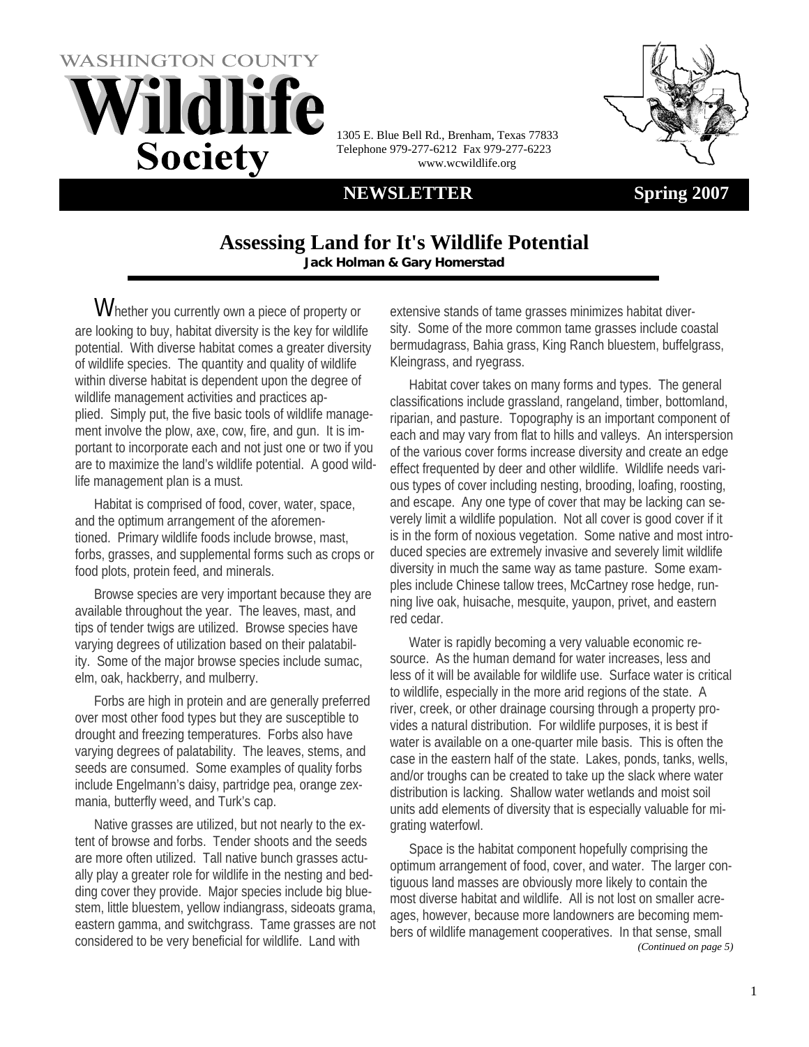# WASHINGTON COUNTY Wildlife Society

1305 E. Blue Bell Rd., Brenham, Texas 77833
Telephone 979-277-6212 Fax 979-277-6223
www.wcwildlife.org

**NEWSLETTER** **Spring 2007**

## Assessing Land for It's Wildlife Potential

**Jack Holman & Gary Homerstad**

Whether you currently own a piece of property or are looking to buy, habitat diversity is the key for wildlife potential. With diverse habitat comes a greater diversity of wildlife species. The quantity and quality of wildlife within diverse habitat is dependent upon the degree of wildlife management activities and practices applied. Simply put, the five basic tools of wildlife management involve the plow, axe, cow, fire, and gun. It is important to incorporate each and not just one or two if you are to maximize the land's wildlife potential. A good wildlife management plan is a must.

Habitat is comprised of food, cover, water, space, and the optimum arrangement of the aforementioned. Primary wildlife foods include browse, mast, forbs, grasses, and supplemental forms such as crops or food plots, protein feed, and minerals.

Browse species are very important because they are available throughout the year. The leaves, mast, and tips of tender twigs are utilized. Browse species have varying degrees of utilization based on their palatability. Some of the major browse species include sumac, elm, oak, hackberry, and mulberry.

Forbs are high in protein and are generally preferred over most other food types but they are susceptible to drought and freezing temperatures. Forbs also have varying degrees of palatability. The leaves, stems, and seeds are consumed. Some examples of quality forbs include Engelmann's daisy, partridge pea, orange zexmania, butterfly weed, and Turk's cap.

Native grasses are utilized, but not nearly to the extent of browse and forbs. Tender shoots and the seeds are more often utilized. Tall native bunch grasses actually play a greater role for wildlife in the nesting and bedding cover they provide. Major species include big bluestem, little bluestem, yellow indiangrass, sideoats grama, eastern gamma, and switchgrass. Tame grasses are not considered to be very beneficial for wildlife. Land with extensive stands of tame grasses minimizes habitat diversity. Some of the more common tame grasses include coastal bermudagrass, Bahia grass, King Ranch bluestem, buffelgrass, Kleingrass, and ryegrass.

Habitat cover takes on many forms and types. The general classifications include grassland, rangeland, timber, bottomland, riparian, and pasture. Topography is an important component of each and may vary from flat to hills and valleys. An interspersion of the various cover forms increase diversity and create an edge effect frequented by deer and other wildlife. Wildlife needs various types of cover including nesting, brooding, loafing, roosting, and escape. Any one type of cover that may be lacking can severely limit a wildlife population. Not all cover is good cover if it is in the form of noxious vegetation. Some native and most introduced species are extremely invasive and severely limit wildlife diversity in much the same way as tame pasture. Some examples include Chinese tallow trees, McCartney rose hedge, running live oak, huisache, mesquite, yaupon, privet, and eastern red cedar.

Water is rapidly becoming a very valuable economic resource. As the human demand for water increases, less and less of it will be available for wildlife use. Surface water is critical to wildlife, especially in the more arid regions of the state. A river, creek, or other drainage coursing through a property provides a natural distribution. For wildlife purposes, it is best if water is available on a one-quarter mile basis. This is often the case in the eastern half of the state. Lakes, ponds, tanks, wells, and/or troughs can be created to take up the slack where water distribution is lacking. Shallow water wetlands and moist soil units add elements of diversity that is especially valuable for migrating waterfowl.

Space is the habitat component hopefully comprising the optimum arrangement of food, cover, and water. The larger contiguous land masses are obviously more likely to contain the most diverse habitat and wildlife. All is not lost on smaller acreages, however, because more landowners are becoming members of wildlife management cooperatives. In that sense, small

*(Continued on page 5)*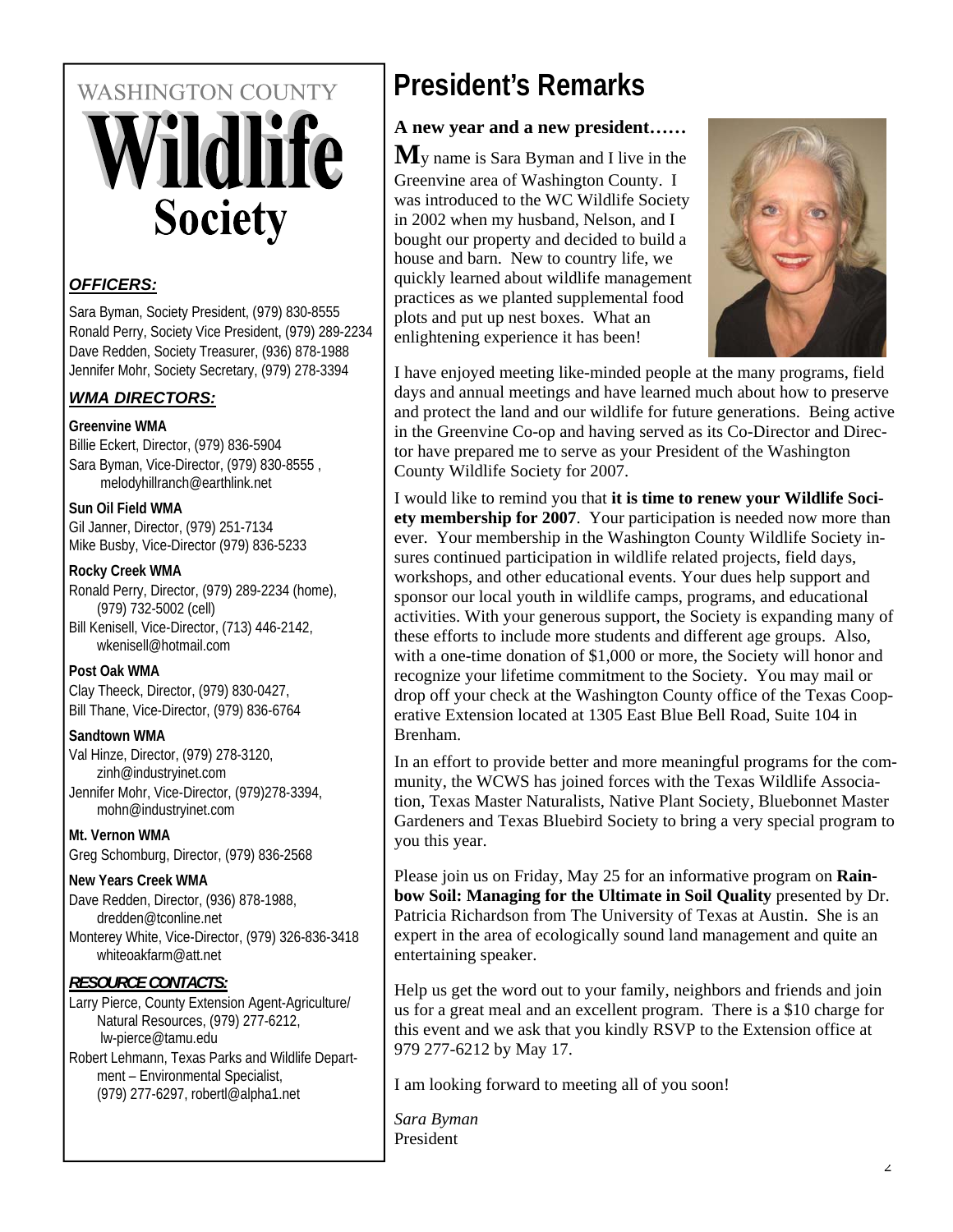WASHINGTON COUNTY

# Wildlife Society

### *OFFICERS:*

Sara Byman, Society President, (979) 830-8555
Ronald Perry, Society Vice President, (979) 289-2234
Dave Redden, Society Treasurer, (936) 878-1988
Jennifer Mohr, Society Secretary, (979) 278-3394

### *WMA DIRECTORS:*

**Greenvine WMA**
Billie Eckert, Director, (979) 836-5904
Sara Byman, Vice-Director, (979) 830-8555 , melodyhillranch@earthlink.net

**Sun Oil Field WMA**
Gil Janner, Director, (979) 251-7134
Mike Busby, Vice-Director (979) 836-5233

**Rocky Creek WMA**
Ronald Perry, Director, (979) 289-2234 (home), (979) 732-5002 (cell)
Bill Kenisell, Vice-Director, (713) 446-2142, wkenisell@hotmail.com

**Post Oak WMA**
Clay Theeck, Director, (979) 830-0427,
Bill Thane, Vice-Director, (979) 836-6764

**Sandtown WMA**
Val Hinze, Director, (979) 278-3120, zinh@industryinet.com
Jennifer Mohr, Vice-Director, (979)278-3394, mohn@industryinet.com

**Mt. Vernon WMA**
Greg Schomburg, Director, (979) 836-2568

**New Years Creek WMA**
Dave Redden, Director, (936) 878-1988, dredden@tconline.net
Monterey White, Vice-Director, (979) 326-836-3418 whiteoakfarm@att.net

### *RESOURCE CONTACTS:*

Larry Pierce, County Extension Agent-Agriculture/ Natural Resources, (979) 277-6212, lw-pierce@tamu.edu
Robert Lehmann, Texas Parks and Wildlife Department – Environmental Specialist, (979) 277-6297, robertl@alpha1.net

# President's Remarks

**A new year and a new president……**

My name is Sara Byman and I live in the Greenvine area of Washington County. I was introduced to the WC Wildlife Society in 2002 when my husband, Nelson, and I bought our property and decided to build a house and barn. New to country life, we quickly learned about wildlife management practices as we planted supplemental food plots and put up nest boxes. What an enlightening experience it has been!

I have enjoyed meeting like-minded people at the many programs, field days and annual meetings and have learned much about how to preserve and protect the land and our wildlife for future generations. Being active in the Greenvine Co-op and having served as its Co-Director and Director have prepared me to serve as your President of the Washington County Wildlife Society for 2007.

I would like to remind you that **it is time to renew your Wildlife Society membership for 2007**. Your participation is needed now more than ever. Your membership in the Washington County Wildlife Society insures continued participation in wildlife related projects, field days, workshops, and other educational events. Your dues help support and sponsor our local youth in wildlife camps, programs, and educational activities. With your generous support, the Society is expanding many of these efforts to include more students and different age groups. Also, with a one-time donation of $1,000 or more, the Society will honor and recognize your lifetime commitment to the Society. You may mail or drop off your check at the Washington County office of the Texas Cooperative Extension located at 1305 East Blue Bell Road, Suite 104 in Brenham.

In an effort to provide better and more meaningful programs for the community, the WCWS has joined forces with the Texas Wildlife Association, Texas Master Naturalists, Native Plant Society, Bluebonnet Master Gardeners and Texas Bluebird Society to bring a very special program to you this year.

Please join us on Friday, May 25 for an informative program on **Rainbow Soil: Managing for the Ultimate in Soil Quality** presented by Dr. Patricia Richardson from The University of Texas at Austin. She is an expert in the area of ecologically sound land management and quite an entertaining speaker.

Help us get the word out to your family, neighbors and friends and join us for a great meal and an excellent program. There is a $10 charge for this event and we ask that you kindly RSVP to the Extension office at 979 277-6212 by May 17.

I am looking forward to meeting all of you soon!

*Sara Byman*
President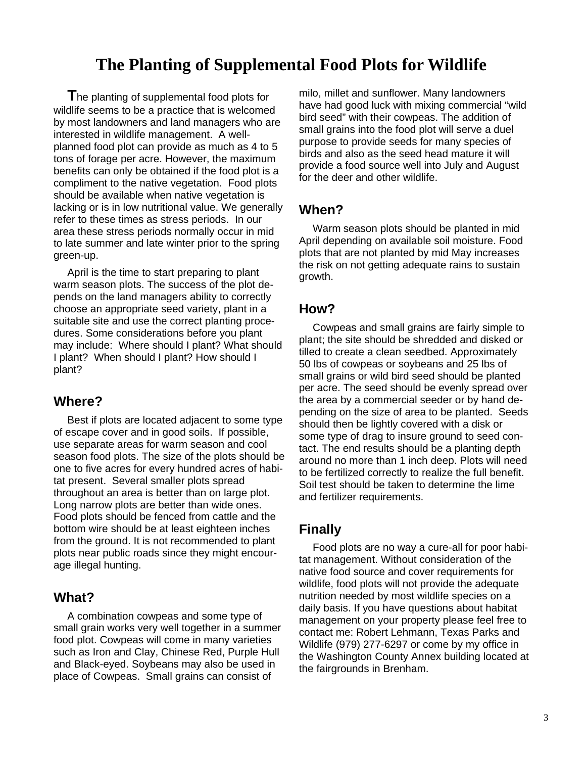# The Planting of Supplemental Food Plots for Wildlife

The planting of supplemental food plots for wildlife seems to be a practice that is welcomed by most landowners and land managers who are interested in wildlife management. A well-planned food plot can provide as much as 4 to 5 tons of forage per acre. However, the maximum benefits can only be obtained if the food plot is a compliment to the native vegetation. Food plots should be available when native vegetation is lacking or is in low nutritional value. We generally refer to these times as stress periods. In our area these stress periods normally occur in mid to late summer and late winter prior to the spring green-up.

April is the time to start preparing to plant warm season plots. The success of the plot depends on the land managers ability to correctly choose an appropriate seed variety, plant in a suitable site and use the correct planting procedures. Some considerations before you plant may include: Where should I plant? What should I plant? When should I plant? How should I plant?

## Where?

Best if plots are located adjacent to some type of escape cover and in good soils. If possible, use separate areas for warm season and cool season food plots. The size of the plots should be one to five acres for every hundred acres of habitat present. Several smaller plots spread throughout an area is better than on large plot. Long narrow plots are better than wide ones. Food plots should be fenced from cattle and the bottom wire should be at least eighteen inches from the ground. It is not recommended to plant plots near public roads since they might encourage illegal hunting.

## What?

A combination cowpeas and some type of small grain works very well together in a summer food plot. Cowpeas will come in many varieties such as Iron and Clay, Chinese Red, Purple Hull and Black-eyed. Soybeans may also be used in place of Cowpeas. Small grains can consist of milo, millet and sunflower. Many landowners have had good luck with mixing commercial "wild bird seed" with their cowpeas. The addition of small grains into the food plot will serve a duel purpose to provide seeds for many species of birds and also as the seed head mature it will provide a food source well into July and August for the deer and other wildlife.

## When?

Warm season plots should be planted in mid April depending on available soil moisture. Food plots that are not planted by mid May increases the risk on not getting adequate rains to sustain growth.

## How?

Cowpeas and small grains are fairly simple to plant; the site should be shredded and disked or tilled to create a clean seedbed. Approximately 50 lbs of cowpeas or soybeans and 25 lbs of small grains or wild bird seed should be planted per acre. The seed should be evenly spread over the area by a commercial seeder or by hand depending on the size of area to be planted. Seeds should then be lightly covered with a disk or some type of drag to insure ground to seed contact. The end results should be a planting depth around no more than 1 inch deep. Plots will need to be fertilized correctly to realize the full benefit. Soil test should be taken to determine the lime and fertilizer requirements.

## Finally

Food plots are no way a cure-all for poor habitat management. Without consideration of the native food source and cover requirements for wildlife, food plots will not provide the adequate nutrition needed by most wildlife species on a daily basis. If you have questions about habitat management on your property please feel free to contact me: Robert Lehmann, Texas Parks and Wildlife (979) 277-6297 or come by my office in the Washington County Annex building located at the fairgrounds in Brenham.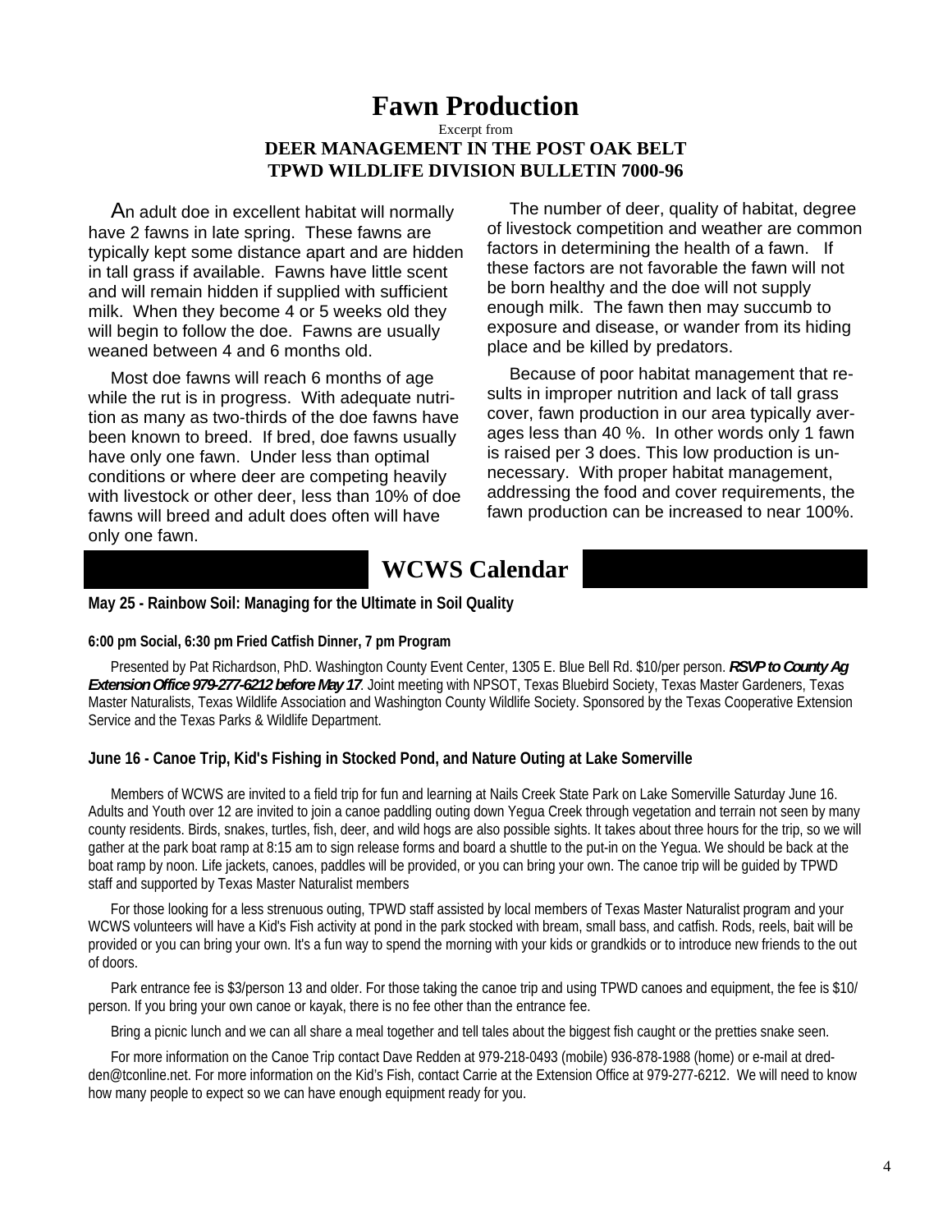# Fawn Production

Excerpt from

**DEER MANAGEMENT IN THE POST OAK BELT**
**TPWD WILDLIFE DIVISION BULLETIN 7000-96**

An adult doe in excellent habitat will normally have 2 fawns in late spring. These fawns are typically kept some distance apart and are hidden in tall grass if available. Fawns have little scent and will remain hidden if supplied with sufficient milk. When they become 4 or 5 weeks old they will begin to follow the doe. Fawns are usually weaned between 4 and 6 months old.

Most doe fawns will reach 6 months of age while the rut is in progress. With adequate nutrition as many as two-thirds of the doe fawns have been known to breed. If bred, doe fawns usually have only one fawn. Under less than optimal conditions or where deer are competing heavily with livestock or other deer, less than 10% of doe fawns will breed and adult does often will have only one fawn.

The number of deer, quality of habitat, degree of livestock competition and weather are common factors in determining the health of a fawn. If these factors are not favorable the fawn will not be born healthy and the doe will not supply enough milk. The fawn then may succumb to exposure and disease, or wander from its hiding place and be killed by predators.

Because of poor habitat management that results in improper nutrition and lack of tall grass cover, fawn production in our area typically averages less than 40 %. In other words only 1 fawn is raised per 3 does. This low production is unnecessary. With proper habitat management, addressing the food and cover requirements, the fawn production can be increased to near 100%.

## WCWS Calendar

**May 25 - Rainbow Soil: Managing for the Ultimate in Soil Quality**

**6:00 pm Social, 6:30 pm Fried Catfish Dinner, 7 pm Program**

Presented by Pat Richardson, PhD. Washington County Event Center, 1305 E. Blue Bell Rd. $10/per person. ***RSVP to County Ag Extension Office 979-277-6212 before May 17***. Joint meeting with NPSOT, Texas Bluebird Society, Texas Master Gardeners, Texas Master Naturalists, Texas Wildlife Association and Washington County Wildlife Society. Sponsored by the Texas Cooperative Extension Service and the Texas Parks & Wildlife Department.

**June 16 - Canoe Trip, Kid's Fishing in Stocked Pond, and Nature Outing at Lake Somerville**

Members of WCWS are invited to a field trip for fun and learning at Nails Creek State Park on Lake Somerville Saturday June 16. Adults and Youth over 12 are invited to join a canoe paddling outing down Yegua Creek through vegetation and terrain not seen by many county residents. Birds, snakes, turtles, fish, deer, and wild hogs are also possible sights. It takes about three hours for the trip, so we will gather at the park boat ramp at 8:15 am to sign release forms and board a shuttle to the put-in on the Yegua. We should be back at the boat ramp by noon. Life jackets, canoes, paddles will be provided, or you can bring your own. The canoe trip will be guided by TPWD staff and supported by Texas Master Naturalist members

For those looking for a less strenuous outing, TPWD staff assisted by local members of Texas Master Naturalist program and your WCWS volunteers will have a Kid's Fish activity at pond in the park stocked with bream, small bass, and catfish. Rods, reels, bait will be provided or you can bring your own. It's a fun way to spend the morning with your kids or grandkids or to introduce new friends to the out of doors.

Park entrance fee is $3/person 13 and older. For those taking the canoe trip and using TPWD canoes and equipment, the fee is $10/person. If you bring your own canoe or kayak, there is no fee other than the entrance fee.

Bring a picnic lunch and we can all share a meal together and tell tales about the biggest fish caught or the pretties snake seen.

For more information on the Canoe Trip contact Dave Redden at 979-218-0493 (mobile) 936-878-1988 (home) or e-mail at dredden@tconline.net. For more information on the Kid's Fish, contact Carrie at the Extension Office at 979-277-6212. We will need to know how many people to expect so we can have enough equipment ready for you.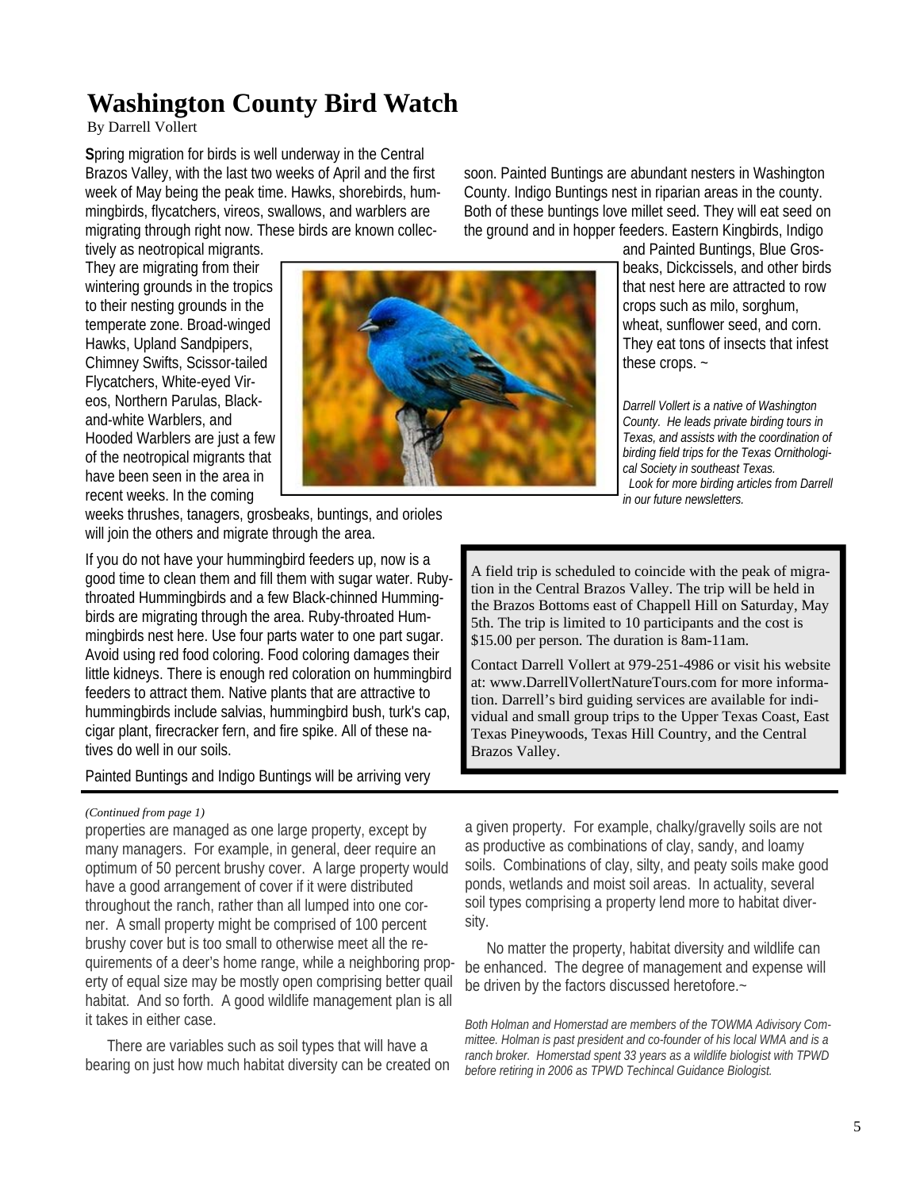# Washington County Bird Watch

By Darrell Vollert

**S**pring migration for birds is well underway in the Central Brazos Valley, with the last two weeks of April and the first week of May being the peak time. Hawks, shorebirds, hummingbirds, flycatchers, vireos, swallows, and warblers are migrating through right now. These birds are known collectively as neotropical migrants. They are migrating from their wintering grounds in the tropics to their nesting grounds in the temperate zone. Broad-winged Hawks, Upland Sandpipers, Chimney Swifts, Scissor-tailed Flycatchers, White-eyed Vireos, Northern Parulas, Black-and-white Warblers, and Hooded Warblers are just a few of the neotropical migrants that have been seen in the area in recent weeks. In the coming weeks thrushes, tanagers, grosbeaks, buntings, and orioles will join the others and migrate through the area.

If you do not have your hummingbird feeders up, now is a good time to clean them and fill them with sugar water. Ruby-throated Hummingbirds and a few Black-chinned Hummingbirds are migrating through the area. Ruby-throated Hummingbirds nest here. Use four parts water to one part sugar. Avoid using red food coloring. Food coloring damages their little kidneys. There is enough red coloration on hummingbird feeders to attract them. Native plants that are attractive to hummingbirds include salvias, hummingbird bush, turk's cap, cigar plant, firecracker fern, and fire spike. All of these natives do well in our soils.

Painted Buntings and Indigo Buntings will be arriving very soon. Painted Buntings are abundant nesters in Washington County. Indigo Buntings nest in riparian areas in the county. Both of these buntings love millet seed. They will eat seed on the ground and in hopper feeders. Eastern Kingbirds, Indigo and Painted Buntings, Blue Grosbeaks, Dickcissels, and other birds that nest here are attracted to row crops such as milo, sorghum, wheat, sunflower seed, and corn. They eat tons of insects that infest these crops. ~

*Darrell Vollert is a native of Washington County. He leads private birding tours in Texas, and assists with the coordination of birding field trips for the Texas Ornithological Society in southeast Texas.*
*Look for more birding articles from Darrell in our future newsletters.*

> A field trip is scheduled to coincide with the peak of migration in the Central Brazos Valley. The trip will be held in the Brazos Bottoms east of Chappell Hill on Saturday, May 5th. The trip is limited to 10 participants and the cost is $15.00 per person. The duration is 8am-11am.
>
> Contact Darrell Vollert at 979-251-4986 or visit his website at: www.DarrellVollertNatureTours.com for more information. Darrell's bird guiding services are available for individual and small group trips to the Upper Texas Coast, East Texas Pineywoods, Texas Hill Country, and the Central Brazos Valley.

---

*(Continued from page 1)*

properties are managed as one large property, except by many managers. For example, in general, deer require an optimum of 50 percent brushy cover. A large property would have a good arrangement of cover if it were distributed throughout the ranch, rather than all lumped into one corner. A small property might be comprised of 100 percent brushy cover but is too small to otherwise meet all the requirements of a deer's home range, while a neighboring property of equal size may be mostly open comprising better quail habitat. And so forth. A good wildlife management plan is all it takes in either case.

There are variables such as soil types that will have a bearing on just how much habitat diversity can be created on a given property. For example, chalky/gravelly soils are not as productive as combinations of clay, sandy, and loamy soils. Combinations of clay, silty, and peaty soils make good ponds, wetlands and moist soil areas. In actuality, several soil types comprising a property lend more to habitat diversity.

No matter the property, habitat diversity and wildlife can be enhanced. The degree of management and expense will be driven by the factors discussed heretofore.~

*Both Holman and Homerstad are members of the TOWMA Adivisory Committee. Holman is past president and co-founder of his local WMA and is a ranch broker. Homerstad spent 33 years as a wildlife biologist with TPWD before retiring in 2006 as TPWD Techincal Guidance Biologist.*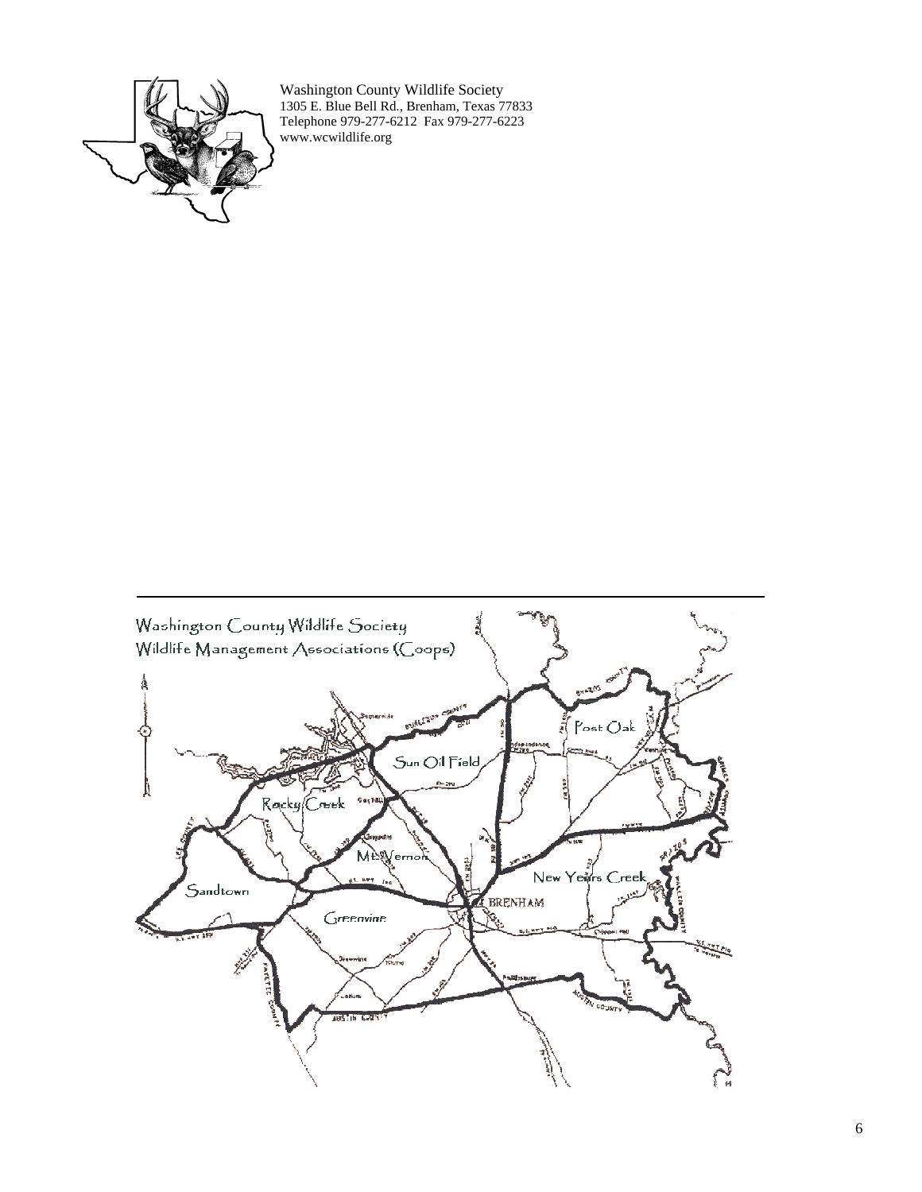Washington County Wildlife Society
1305 E. Blue Bell Rd., Brenham, Texas 77833
Telephone 979-277-6212 Fax 979-277-6223
www.wcwildlife.org

Washington County Wildlife Society
Wildlife Management Associations (Coops)

Post Oak

Sun Oil Field

Rocky Creek

Mt. Vernon

New Years Creek

Sandtown

Greenvine

BRENHAM